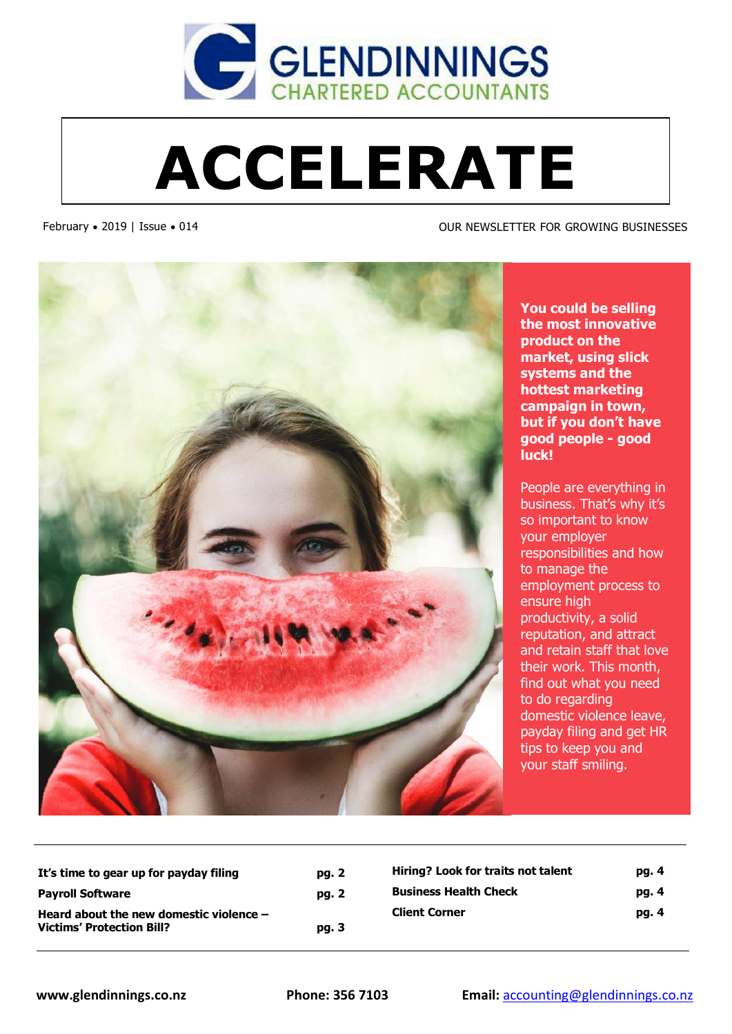GLENDINNINGS
CHARTERED ACCOUNTANTS

# ACCELERATE

February • 2019 | Issue • 014

OUR NEWSLETTER FOR GROWING BUSINESSES

**You could be selling the most innovative product on the market, using slick systems and the hottest marketing campaign in town, but if you don't have good people - good luck!**

People are everything in business. That's why it's so important to know your employer responsibilities and how to manage the employment process to ensure high productivity, a solid reputation, and attract and retain staff that love their work. This month, find out what you need to do regarding domestic violence leave, payday filing and get HR tips to keep you and your staff smiling.

| | |
|---|---|
| **It's time to gear up for payday filing** | **pg. 2** |
| **Payroll Software** | **pg. 2** |
| **Heard about the new domestic violence – Victims' Protection Bill?** | **pg. 3** |
| **Hiring? Look for traits not talent** | **pg. 4** |
| **Business Health Check** | **pg. 4** |
| **Client Corner** | **pg. 4** |

**www.glendinnings.co.nz** **Phone: 356 7103** **Email:** accounting@glendinnings.co.nz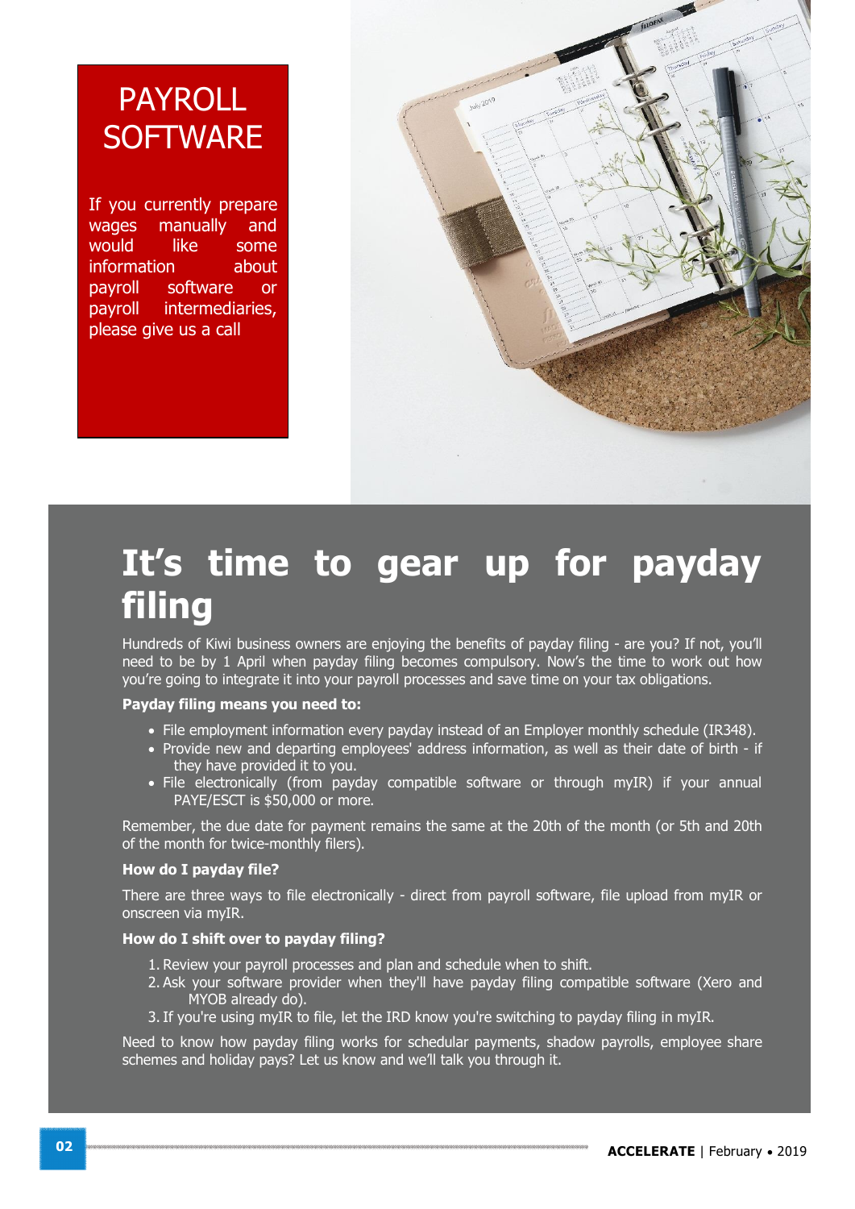## PAYROLL SOFTWARE

If you currently prepare wages manually and would like some information about payroll software or payroll intermediaries, please give us a call

# It's time to gear up for payday filing

Hundreds of Kiwi business owners are enjoying the benefits of payday filing - are you? If not, you'll need to be by 1 April when payday filing becomes compulsory. Now's the time to work out how you're going to integrate it into your payroll processes and save time on your tax obligations.

**Payday filing means you need to:**

- File employment information every payday instead of an Employer monthly schedule (IR348).
- Provide new and departing employees' address information, as well as their date of birth - if they have provided it to you.
- File electronically (from payday compatible software or through myIR) if your annual PAYE/ESCT is $50,000 or more.

Remember, the due date for payment remains the same at the 20th of the month (or 5th and 20th of the month for twice-monthly filers).

**How do I payday file?**

There are three ways to file electronically - direct from payroll software, file upload from myIR or onscreen via myIR.

**How do I shift over to payday filing?**

1. Review your payroll processes and plan and schedule when to shift.
2. Ask your software provider when they'll have payday filing compatible software (Xero and MYOB already do).
3. If you're using myIR to file, let the IRD know you're switching to payday filing in myIR.

Need to know how payday filing works for schedular payments, shadow payrolls, employee share schemes and holiday pays? Let us know and we'll talk you through it.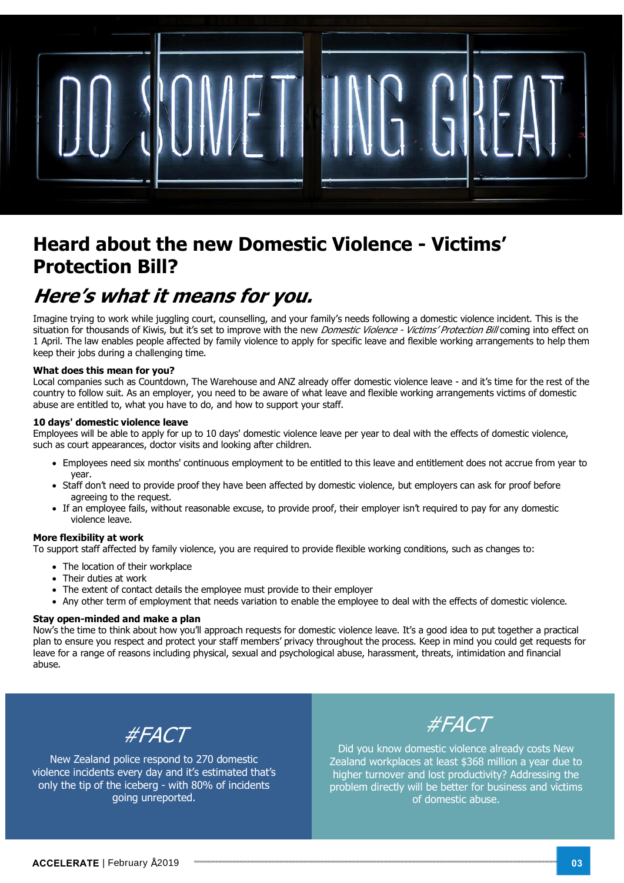# Heard about the new Domestic Violence - Victims' Protection Bill?

## *Here's what it means for you.*

Imagine trying to work while juggling court, counselling, and your family's needs following a domestic violence incident. This is the situation for thousands of Kiwis, but it's set to improve with the new *Domestic Violence - Victims' Protection Bill* coming into effect on 1 April. The law enables people affected by family violence to apply for specific leave and flexible working arrangements to help them keep their jobs during a challenging time.

**What does this mean for you?**

Local companies such as Countdown, The Warehouse and ANZ already offer domestic violence leave - and it's time for the rest of the country to follow suit. As an employer, you need to be aware of what leave and flexible working arrangements victims of domestic abuse are entitled to, what you have to do, and how to support your staff.

**10 days' domestic violence leave**

Employees will be able to apply for up to 10 days' domestic violence leave per year to deal with the effects of domestic violence, such as court appearances, doctor visits and looking after children.

- Employees need six months' continuous employment to be entitled to this leave and entitlement does not accrue from year to year.
- Staff don't need to provide proof they have been affected by domestic violence, but employers can ask for proof before agreeing to the request.
- If an employee fails, without reasonable excuse, to provide proof, their employer isn't required to pay for any domestic violence leave.

**More flexibility at work**

To support staff affected by family violence, you are required to provide flexible working conditions, such as changes to:

- The location of their workplace
- Their duties at work
- The extent of contact details the employee must provide to their employer
- Any other term of employment that needs variation to enable the employee to deal with the effects of domestic violence.

**Stay open-minded and make a plan**

Now's the time to think about how you'll approach requests for domestic violence leave. It's a good idea to put together a practical plan to ensure you respect and protect your staff members' privacy throughout the process. Keep in mind you could get requests for leave for a range of reasons including physical, sexual and psychological abuse, harassment, threats, intimidation and financial abuse.

*#FACT*

New Zealand police respond to 270 domestic violence incidents every day and it's estimated that's only the tip of the iceberg - with 80% of incidents going unreported.

*#FACT*

Did you know domestic violence already costs New Zealand workplaces at least $368 million a year due to higher turnover and lost productivity? Addressing the problem directly will be better for business and victims of domestic abuse.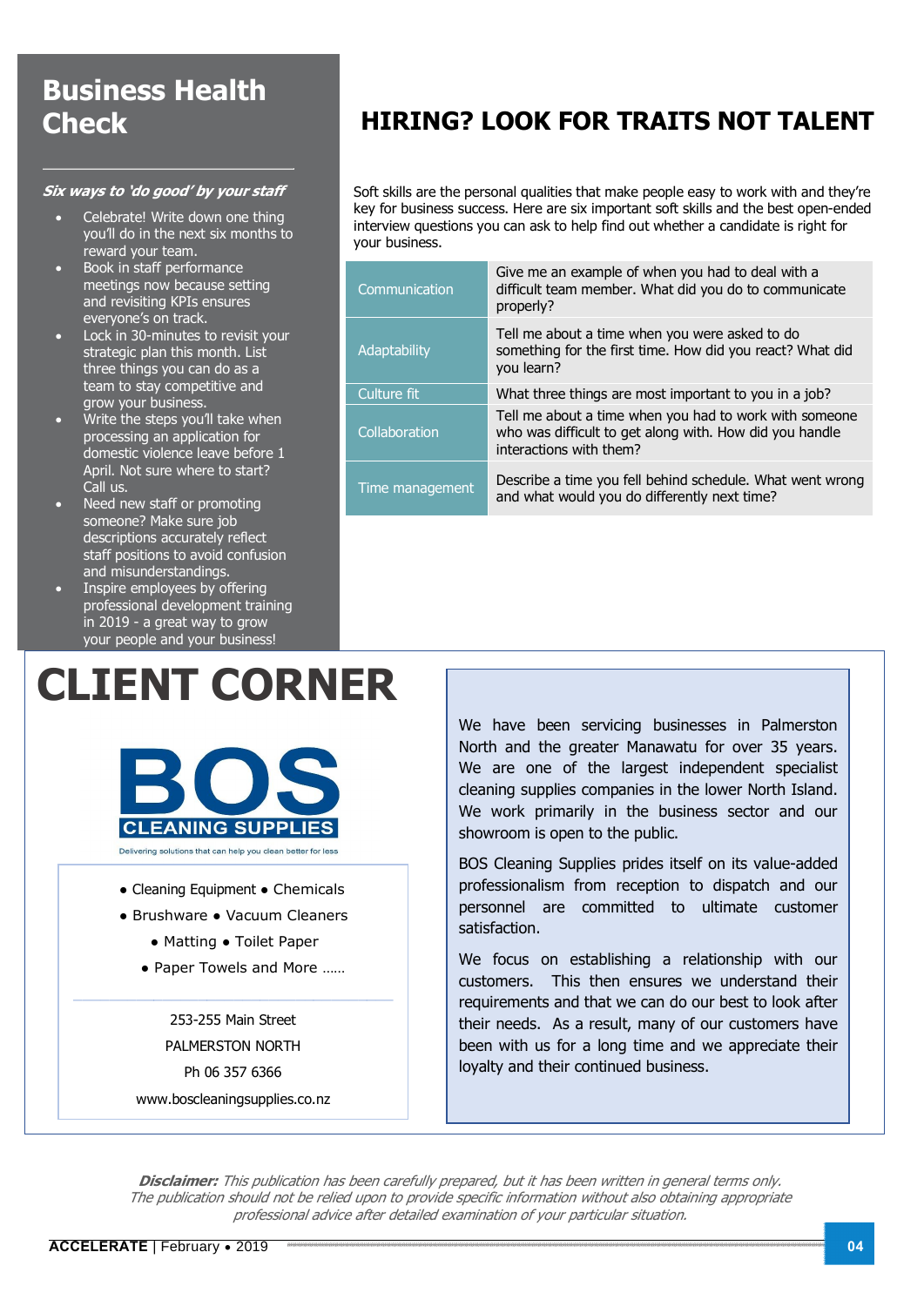## Business Health Check

***Six ways to 'do good' by your staff***

- Celebrate! Write down one thing you'll do in the next six months to reward your team.
- Book in staff performance meetings now because setting and revisiting KPIs ensures everyone's on track.
- Lock in 30-minutes to revisit your strategic plan this month. List three things you can do as a team to stay competitive and grow your business.
- Write the steps you'll take when processing an application for domestic violence leave before 1 April. Not sure where to start? Call us.
- Need new staff or promoting someone? Make sure job descriptions accurately reflect staff positions to avoid confusion and misunderstandings.
- Inspire employees by offering professional development training in 2019 - a great way to grow your people and your business!

## HIRING? LOOK FOR TRAITS NOT TALENT

Soft skills are the personal qualities that make people easy to work with and they're key for business success. Here are six important soft skills and the best open-ended interview questions you can ask to help find out whether a candidate is right for your business.

| | |
|---|---|
| Communication | Give me an example of when you had to deal with a difficult team member. What did you do to communicate properly? |
| Adaptability | Tell me about a time when you were asked to do something for the first time. How did you react? What did you learn? |
| Culture fit | What three things are most important to you in a job? |
| Collaboration | Tell me about a time when you had to work with someone who was difficult to get along with. How did you handle interactions with them? |
| Time management | Describe a time you fell behind schedule. What went wrong and what would you do differently next time? |

# CLIENT CORNER

**BOS CLEANING SUPPLIES**

Delivering solutions that can help you clean better for less

- Cleaning Equipment • Chemicals
- Brushware • Vacuum Cleaners
- Matting • Toilet Paper
- Paper Towels and More ……

253-255 Main Street
PALMERSTON NORTH
Ph 06 357 6366
www.boscleaningsupplies.co.nz

We have been servicing businesses in Palmerston North and the greater Manawatu for over 35 years. We are one of the largest independent specialist cleaning supplies companies in the lower North Island. We work primarily in the business sector and our showroom is open to the public.

BOS Cleaning Supplies prides itself on its value-added professionalism from reception to dispatch and our personnel are committed to ultimate customer satisfaction.

We focus on establishing a relationship with our customers. This then ensures we understand their requirements and that we can do our best to look after their needs. As a result, many of our customers have been with us for a long time and we appreciate their loyalty and their continued business.

***Disclaimer:*** *This publication has been carefully prepared, but it has been written in general terms only. The publication should not be relied upon to provide specific information without also obtaining appropriate professional advice after detailed examination of your particular situation.*